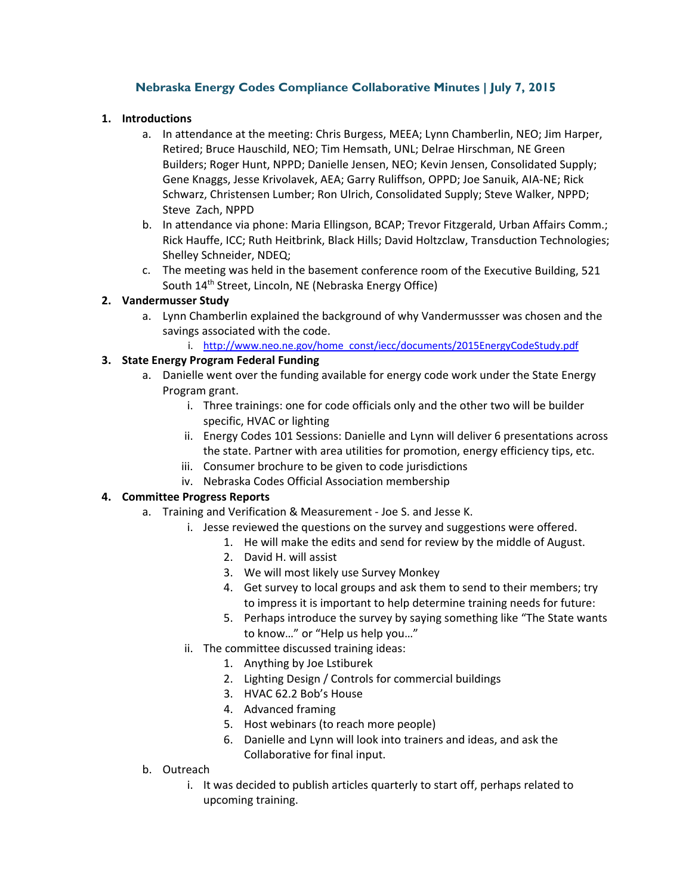# Nebraska Energy Codes Compliance Collaborative Minutes | July 7, 2015

1. **Introductions**
   a. In attendance at the meeting: Chris Burgess, MEEA; Lynn Chamberlin, NEO; Jim Harper, Retired; Bruce Hauschild, NEO; Tim Hemsath, UNL; Delrae Hirschman, NE Green Builders; Roger Hunt, NPPD; Danielle Jensen, NEO; Kevin Jensen, Consolidated Supply; Gene Knaggs, Jesse Krivolavek, AEA; Garry Ruliffson, OPPD; Joe Sanuik, AIA-NE; Rick Schwarz, Christensen Lumber; Ron Ulrich, Consolidated Supply; Steve Walker, NPPD; Steve Zach, NPPD
   b. In attendance via phone: Maria Ellingson, BCAP; Trevor Fitzgerald, Urban Affairs Comm.; Rick Hauffe, ICC; Ruth Heitbrink, Black Hills; David Holtzclaw, Transduction Technologies; Shelley Schneider, NDEQ;
   c. The meeting was held in the basement conference room of the Executive Building, 521 South 14th Street, Lincoln, NE (Nebraska Energy Office)
2. **Vandermusser Study**
   a. Lynn Chamberlin explained the background of why Vandermussser was chosen and the savings associated with the code.
      i. http://www.neo.ne.gov/home_const/iecc/documents/2015EnergyCodeStudy.pdf
3. **State Energy Program Federal Funding**
   a. Danielle went over the funding available for energy code work under the State Energy Program grant.
      i. Three trainings: one for code officials only and the other two will be builder specific, HVAC or lighting
      ii. Energy Codes 101 Sessions: Danielle and Lynn will deliver 6 presentations across the state. Partner with area utilities for promotion, energy efficiency tips, etc.
      iii. Consumer brochure to be given to code jurisdictions
      iv. Nebraska Codes Official Association membership
4. **Committee Progress Reports**
   a. Training and Verification & Measurement - Joe S. and Jesse K.
      i. Jesse reviewed the questions on the survey and suggestions were offered.
         1. He will make the edits and send for review by the middle of August.
         2. David H. will assist
         3. We will most likely use Survey Monkey
         4. Get survey to local groups and ask them to send to their members; try to impress it is important to help determine training needs for future:
         5. Perhaps introduce the survey by saying something like "The State wants to know…" or "Help us help you…"
      ii. The committee discussed training ideas:
         1. Anything by Joe Lstiburek
         2. Lighting Design / Controls for commercial buildings
         3. HVAC 62.2 Bob's House
         4. Advanced framing
         5. Host webinars (to reach more people)
         6. Danielle and Lynn will look into trainers and ideas, and ask the Collaborative for final input.
   b. Outreach
      i. It was decided to publish articles quarterly to start off, perhaps related to upcoming training.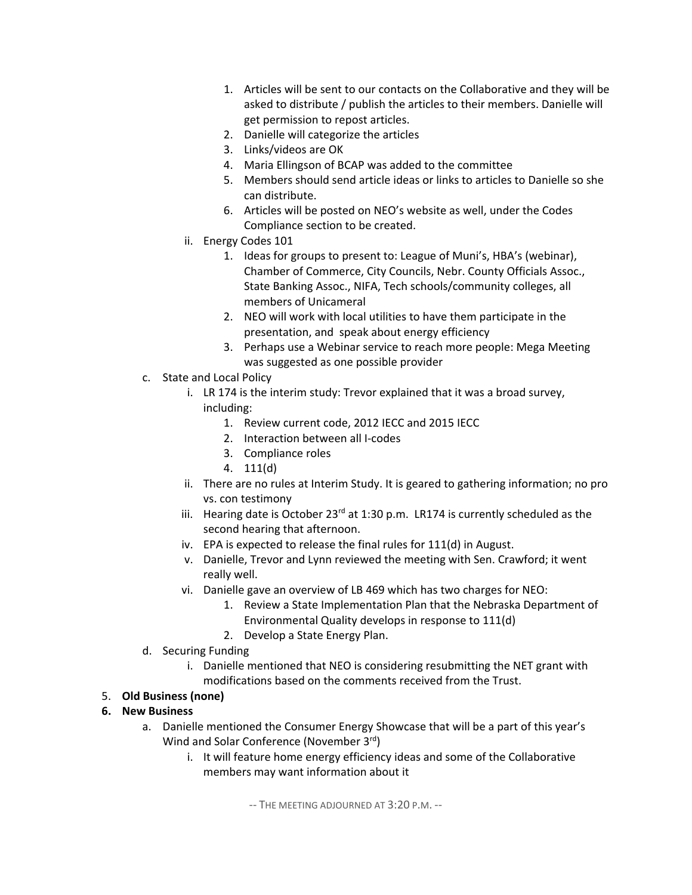1. Articles will be sent to our contacts on the Collaborative and they will be asked to distribute / publish the articles to their members. Danielle will get permission to repost articles.
2. Danielle will categorize the articles
3. Links/videos are OK
4. Maria Ellingson of BCAP was added to the committee
5. Members should send article ideas or links to articles to Danielle so she can distribute.
6. Articles will be posted on NEO's website as well, under the Codes Compliance section to be created.

ii. Energy Codes 101

1. Ideas for groups to present to: League of Muni's, HBA's (webinar), Chamber of Commerce, City Councils, Nebr. County Officials Assoc., State Banking Assoc., NIFA, Tech schools/community colleges, all members of Unicameral
2. NEO will work with local utilities to have them participate in the presentation, and speak about energy efficiency
3. Perhaps use a Webinar service to reach more people: Mega Meeting was suggested as one possible provider

c. State and Local Policy

i. LR 174 is the interim study: Trevor explained that it was a broad survey, including:

1. Review current code, 2012 IECC and 2015 IECC
2. Interaction between all I-codes
3. Compliance roles
4. 111(d)

ii. There are no rules at Interim Study. It is geared to gathering information; no pro vs. con testimony

iii. Hearing date is October 23rd at 1:30 p.m. LR174 is currently scheduled as the second hearing that afternoon.

iv. EPA is expected to release the final rules for 111(d) in August.

v. Danielle, Trevor and Lynn reviewed the meeting with Sen. Crawford; it went really well.

vi. Danielle gave an overview of LB 469 which has two charges for NEO:

1. Review a State Implementation Plan that the Nebraska Department of Environmental Quality develops in response to 111(d)
2. Develop a State Energy Plan.

d. Securing Funding

i. Danielle mentioned that NEO is considering resubmitting the NET grant with modifications based on the comments received from the Trust.

5. **Old Business (none)**
6. **New Business**

a. Danielle mentioned the Consumer Energy Showcase that will be a part of this year's Wind and Solar Conference (November 3rd)

i. It will feature home energy efficiency ideas and some of the Collaborative members may want information about it

-- THE MEETING ADJOURNED AT 3:20 P.M. --